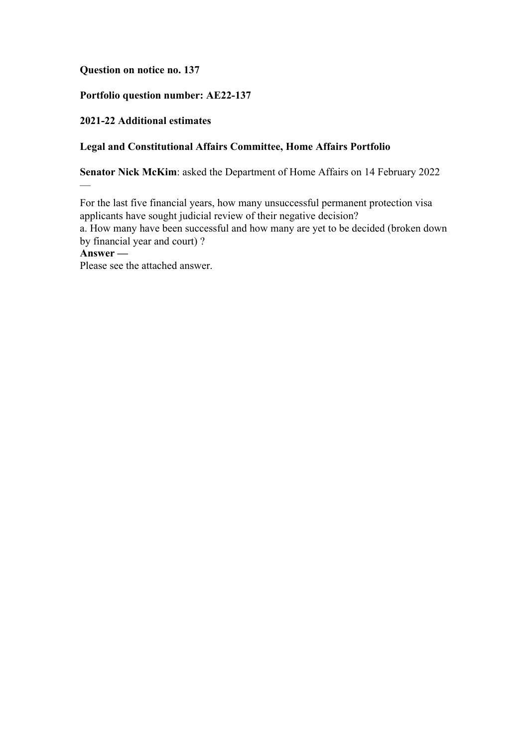**Question on notice no. 137**

**Portfolio question number: AE22-137**

**2021-22 Additional estimates**

**Legal and Constitutional Affairs Committee, Home Affairs Portfolio**

**Senator Nick McKim**: asked the Department of Home Affairs on 14 February 2022 —

For the last five financial years, how many unsuccessful permanent protection visa applicants have sought judicial review of their negative decision?

a. How many have been successful and how many are yet to be decided (broken down by financial year and court) ?

**Answer —**

Please see the attached answer.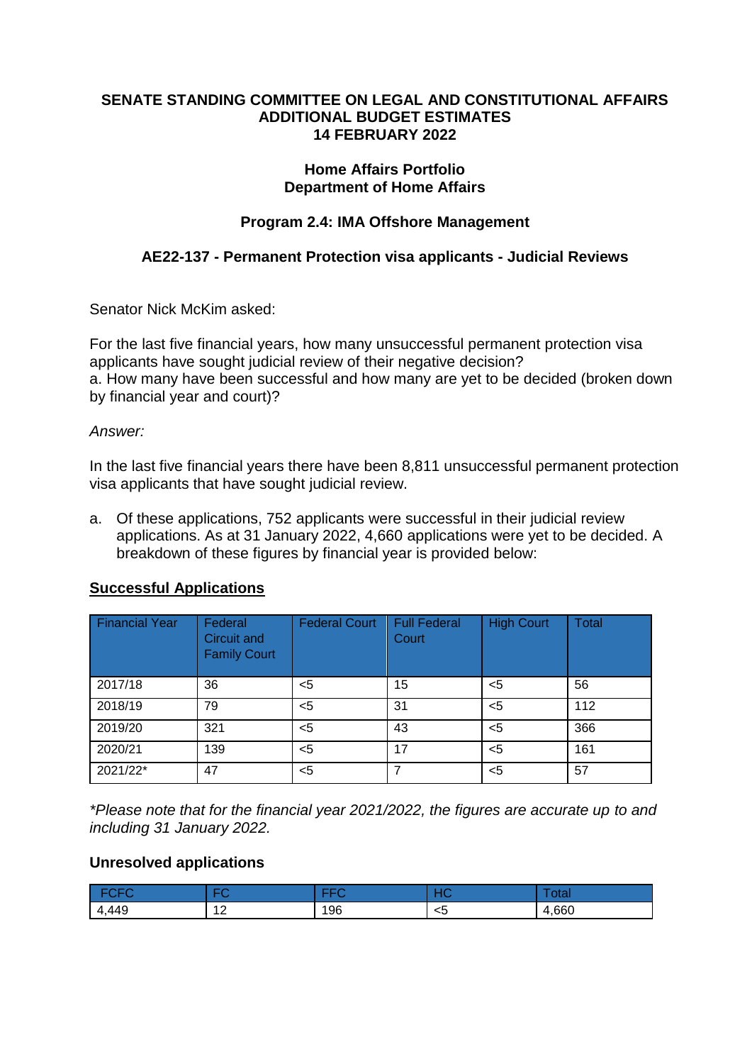**SENATE STANDING COMMITTEE ON LEGAL AND CONSTITUTIONAL AFFAIRS**
**ADDITIONAL BUDGET ESTIMATES**
**14 FEBRUARY 2022**

**Home Affairs Portfolio**
**Department of Home Affairs**

**Program 2.4: IMA Offshore Management**

**AE22-137 - Permanent Protection visa applicants - Judicial Reviews**

Senator Nick McKim asked:

For the last five financial years, how many unsuccessful permanent protection visa applicants have sought judicial review of their negative decision?
a. How many have been successful and how many are yet to be decided (broken down by financial year and court)?

*Answer:*

In the last five financial years there have been 8,811 unsuccessful permanent protection visa applicants that have sought judicial review.

a. Of these applications, 752 applicants were successful in their judicial review applications. As at 31 January 2022, 4,660 applications were yet to be decided. A breakdown of these figures by financial year is provided below:

**Successful Applications**

| Financial Year | Federal Circuit and Family Court | Federal Court | Full Federal Court | High Court | Total |
|---|---|---|---|---|---|
| 2017/18 | 36 | <5 | 15 | <5 | 56 |
| 2018/19 | 79 | <5 | 31 | <5 | 112 |
| 2019/20 | 321 | <5 | 43 | <5 | 366 |
| 2020/21 | 139 | <5 | 17 | <5 | 161 |
| 2021/22* | 47 | <5 | 7 | <5 | 57 |

*\*Please note that for the financial year 2021/2022, the figures are accurate up to and including 31 January 2022.*

**Unresolved applications**

| FCFC | FC | FFC | HC | Total |
|---|---|---|---|---|
| 4,449 | 12 | 196 | <5 | 4,660 |